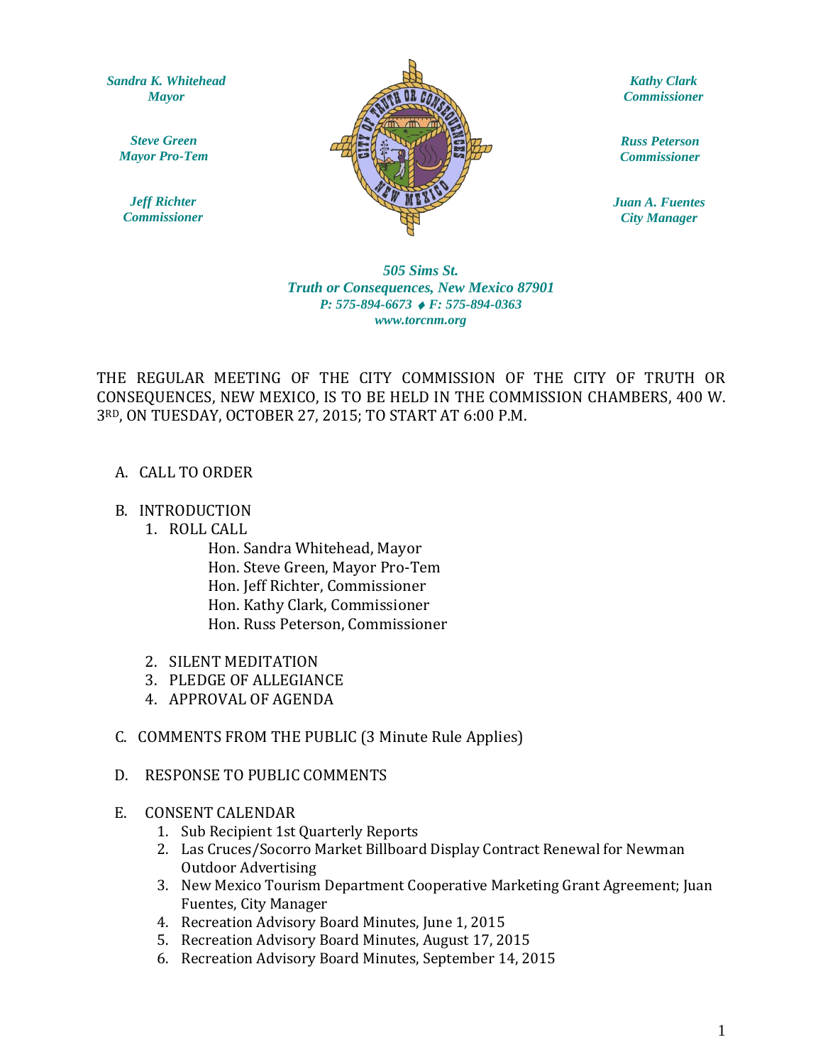*Sandra K. Whitehead*
*Mayor*

*Steve Green*
*Mayor Pro-Tem*

*Jeff Richter*
*Commissioner*

*Kathy Clark*
*Commissioner*

*Russ Peterson*
*Commissioner*

*Juan A. Fuentes*
*City Manager*

*505 Sims St.*
*Truth or Consequences, New Mexico 87901*
*P: 575-894-6673 ♦ F: 575-894-0363*
*www.torcnm.org*

THE REGULAR MEETING OF THE CITY COMMISSION OF THE CITY OF TRUTH OR CONSEQUENCES, NEW MEXICO, IS TO BE HELD IN THE COMMISSION CHAMBERS, 400 W. 3RD, ON TUESDAY, OCTOBER 27, 2015; TO START AT 6:00 P.M.

A. CALL TO ORDER

B. INTRODUCTION
   1. ROLL CALL
      - Hon. Sandra Whitehead, Mayor
      - Hon. Steve Green, Mayor Pro-Tem
      - Hon. Jeff Richter, Commissioner
      - Hon. Kathy Clark, Commissioner
      - Hon. Russ Peterson, Commissioner
   2. SILENT MEDITATION
   3. PLEDGE OF ALLEGIANCE
   4. APPROVAL OF AGENDA

C. COMMENTS FROM THE PUBLIC (3 Minute Rule Applies)

D. RESPONSE TO PUBLIC COMMENTS

E. CONSENT CALENDAR
   1. Sub Recipient 1st Quarterly Reports
   2. Las Cruces/Socorro Market Billboard Display Contract Renewal for Newman Outdoor Advertising
   3. New Mexico Tourism Department Cooperative Marketing Grant Agreement; Juan Fuentes, City Manager
   4. Recreation Advisory Board Minutes, June 1, 2015
   5. Recreation Advisory Board Minutes, August 17, 2015
   6. Recreation Advisory Board Minutes, September 14, 2015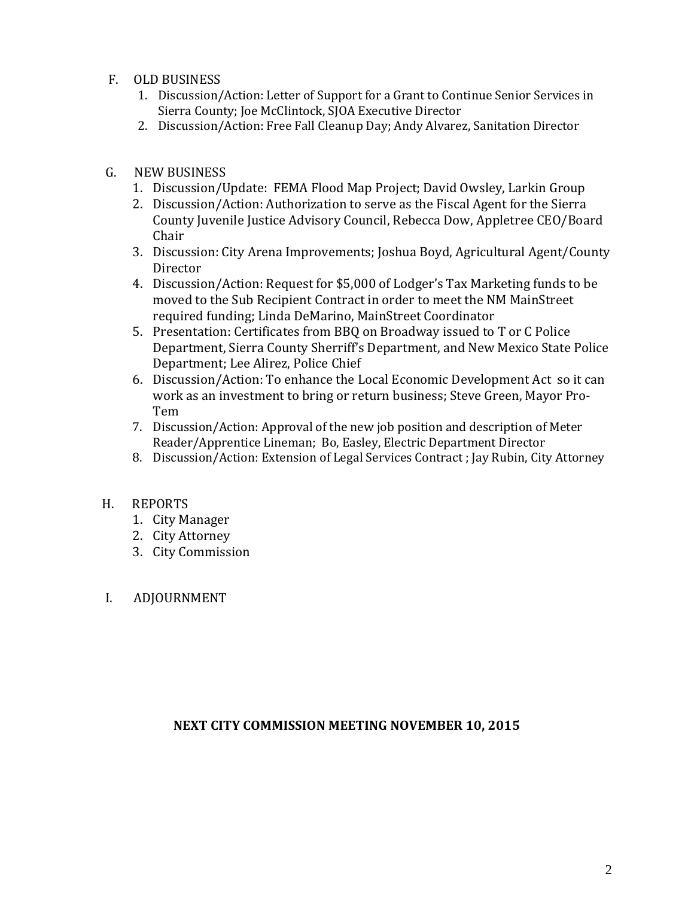F. OLD BUSINESS
   1. Discussion/Action: Letter of Support for a Grant to Continue Senior Services in Sierra County; Joe McClintock, SJOA Executive Director
   2. Discussion/Action: Free Fall Cleanup Day; Andy Alvarez, Sanitation Director

G. NEW BUSINESS
   1. Discussion/Update: FEMA Flood Map Project; David Owsley, Larkin Group
   2. Discussion/Action: Authorization to serve as the Fiscal Agent for the Sierra County Juvenile Justice Advisory Council, Rebecca Dow, Appletree CEO/Board Chair
   3. Discussion: City Arena Improvements; Joshua Boyd, Agricultural Agent/County Director
   4. Discussion/Action: Request for $5,000 of Lodger's Tax Marketing funds to be moved to the Sub Recipient Contract in order to meet the NM MainStreet required funding; Linda DeMarino, MainStreet Coordinator
   5. Presentation: Certificates from BBQ on Broadway issued to T or C Police Department, Sierra County Sherriff's Department, and New Mexico State Police Department; Lee Alirez, Police Chief
   6. Discussion/Action: To enhance the Local Economic Development Act so it can work as an investment to bring or return business; Steve Green, Mayor Pro-Tem
   7. Discussion/Action: Approval of the new job position and description of Meter Reader/Apprentice Lineman; Bo, Easley, Electric Department Director
   8. Discussion/Action: Extension of Legal Services Contract ; Jay Rubin, City Attorney

H. REPORTS
   1. City Manager
   2. City Attorney
   3. City Commission

I. ADJOURNMENT

**NEXT CITY COMMISSION MEETING NOVEMBER 10, 2015**